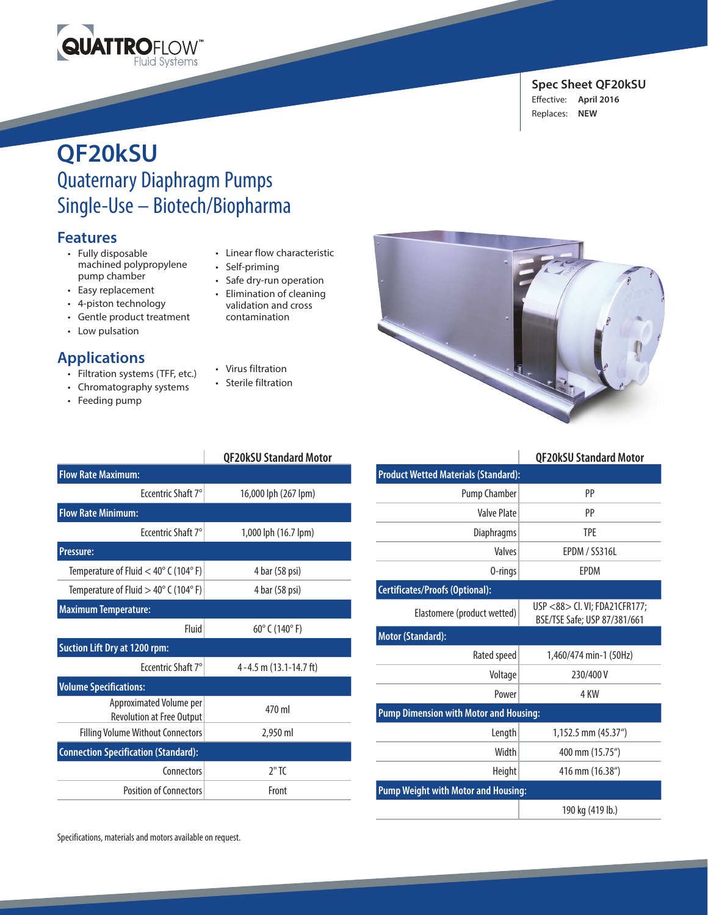QUATTROFLOW™ Fluid Systems

**Spec Sheet QF20kSU**
Effective: **April 2016**
Replaces: **NEW**

# QF20kSU

## Quaternary Diaphragm Pumps
## Single-Use – Biotech/Biopharma

## Features

- Fully disposable machined polypropylene pump chamber
- Easy replacement
- 4-piston technology
- Gentle product treatment
- Low pulsation
- Linear flow characteristic
- Self-priming
- Safe dry-run operation
- Elimination of cleaning validation and cross contamination

## Applications

- Filtration systems (TFF, etc.)
- Chromatography systems
- Feeding pump
- Virus filtration
- Sterile filtration

| | QF20kSU Standard Motor |
|---|---|
| **Flow Rate Maximum:** | |
| Eccentric Shaft 7° | 16,000 lph (267 lpm) |
| **Flow Rate Minimum:** | |
| Eccentric Shaft 7° | 1,000 lph (16.7 lpm) |
| **Pressure:** | |
| Temperature of Fluid < 40° C (104° F) | 4 bar (58 psi) |
| Temperature of Fluid > 40° C (104° F) | 4 bar (58 psi) |
| **Maximum Temperature:** | |
| Fluid | 60° C (140° F) |
| **Suction Lift Dry at 1200 rpm:** | |
| Eccentric Shaft 7° | 4 -4.5 m (13.1-14.7 ft) |
| **Volume Specifications:** | |
| Approximated Volume per Revolution at Free Output | 470 ml |
| Filling Volume Without Connectors | 2,950 ml |
| **Connection Specification (Standard):** | |
| Connectors | 2" TC |
| Position of Connectors | Front |

| | QF20kSU Standard Motor |
|---|---|
| **Product Wetted Materials (Standard):** | |
| Pump Chamber | PP |
| Valve Plate | PP |
| Diaphragms | TPE |
| Valves | EPDM / SS316L |
| O-rings | EPDM |
| **Certificates/Proofs (Optional):** | |
| Elastomere (product wetted) | USP <88> Cl. VI; FDA21CFR177; BSE/TSE Safe; USP 87/381/661 |
| **Motor (Standard):** | |
| Rated speed | 1,460/474 min-1 (50Hz) |
| Voltage | 230/400 V |
| Power | 4 KW |
| **Pump Dimension with Motor and Housing:** | |
| Length | 1,152.5 mm (45.37") |
| Width | 400 mm (15.75") |
| Height | 416 mm (16.38") |
| **Pump Weight with Motor and Housing:** | |
| | 190 kg (419 lb.) |

Specifications, materials and motors available on request.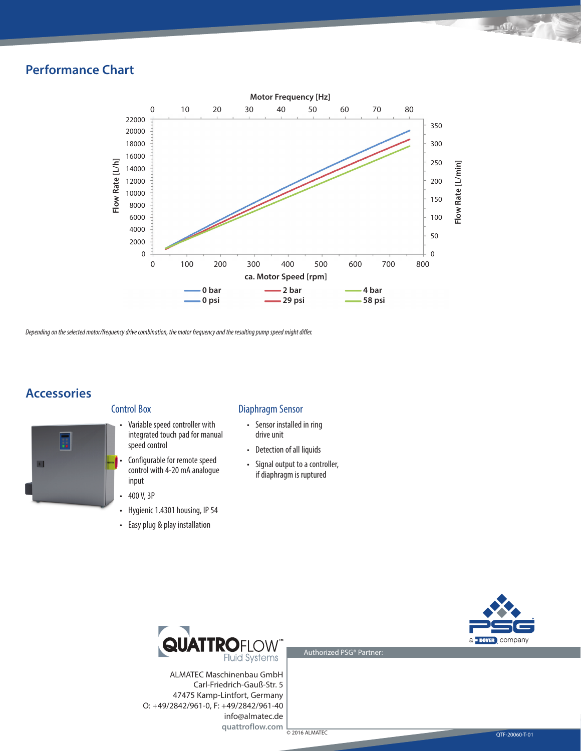## Performance Chart

Motor Frequency [Hz]

0 10 20 30 40 50 60 70 80

Flow Rate [L/h]

22000 20000 18000 16000 14000 12000 10000 8000 6000 4000 2000 0

Flow Rate [L/min]

350 300 250 200 150 100 50 0

0 100 200 300 400 500 600 700 800

ca. Motor Speed [rpm]

0 bar / 0 psi

2 bar / 29 psi

4 bar / 58 psi

*Depending on the selected motor/frequency drive combination, the motor frequency and the resulting pump speed might differ.*

## Accessories

### Control Box

- Variable speed controller with integrated touch pad for manual speed control
- Configurable for remote speed control with 4-20 mA analogue input
- 400 V, 3P
- Hygienic 1.4301 housing, IP 54
- Easy plug & play installation

### Diaphragm Sensor

- Sensor installed in ring drive unit
- Detection of all liquids
- Signal output to a controller, if diaphragm is ruptured

QUATTROFLOW™ Fluid Systems

ALMATEC Maschinenbau GmbH
Carl-Friedrich-Gauß-Str. 5
47475 Kamp-Lintfort, Germany
O: +49/2842/961-0, F: +49/2842/961-40
info@almatec.de
quattroflow.com

PSG a DOVER company

Authorized PSG® Partner:

© 2016 ALMATEC

QTF-20060-T-01